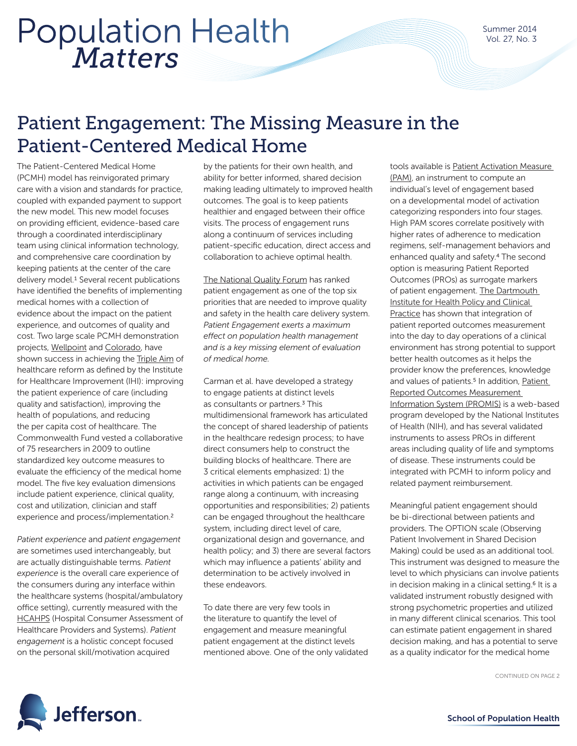# Population Health *Matters*

# Patient Engagement: The Missing Measure in the Patient-Centered Medical Home

The Patient-Centered Medical Home (PCMH) model has reinvigorated primary care with a vision and standards for practice, coupled with expanded payment to support the new model. This new model focuses on providing efficient, evidence-based care through a coordinated interdisciplinary team using clinical information technology, and comprehensive care coordination by keeping patients at the center of the care delivery model.[1] Several recent publications have identified the benefits of implementing medical homes with a collection of evidence about the impact on the patient experience, and outcomes of quality and cost. Two large scale PCMH demonstration projects, Wellpoint and Colorado, have shown success in achieving the Triple Aim of healthcare reform as defined by the Institute for Healthcare Improvement (IHI): improving the patient experience of care (including quality and satisfaction), improving the health of populations, and reducing the per capita cost of healthcare. The Commonwealth Fund vested a collaborative of 75 researchers in 2009 to outline standardized key outcome measures to evaluate the efficiency of the medical home model. The five key evaluation dimensions include patient experience, clinical quality, cost and utilization, clinician and staff experience and process/implementation.[2]

*Patient experience* and *patient engagement* are sometimes used interchangeably, but are actually distinguishable terms. *Patient experience* is the overall care experience of the consumers during any interface within the healthcare systems (hospital/ambulatory office setting), currently measured with the HCAHPS (Hospital Consumer Assessment of Healthcare Providers and Systems). *Patient engagement* is a holistic concept focused on the personal skill/motivation acquired by the patients for their own health, and ability for better informed, shared decision making leading ultimately to improved health outcomes. The goal is to keep patients healthier and engaged between their office visits. The process of engagement runs along a continuum of services including patient-specific education, direct access and collaboration to achieve optimal health.

The National Quality Forum has ranked patient engagement as one of the top six priorities that are needed to improve quality and safety in the health care delivery system. *Patient Engagement exerts a maximum effect on population health management and is a key missing element of evaluation of medical home.*

Carman et al. have developed a strategy to engage patients at distinct levels as consultants or partners.[3] This multidimensional framework has articulated the concept of shared leadership of patients in the healthcare redesign process; to have direct consumers help to construct the building blocks of healthcare. There are 3 critical elements emphasized: 1) the activities in which patients can be engaged range along a continuum, with increasing opportunities and responsibilities; 2) patients can be engaged throughout the healthcare system, including direct level of care, organizational design and governance, and health policy; and 3) there are several factors which may influence a patients' ability and determination to be actively involved in these endeavors.

To date there are very few tools in the literature to quantify the level of engagement and measure meaningful patient engagement at the distinct levels mentioned above. One of the only validated tools available is Patient Activation Measure (PAM), an instrument to compute an individual's level of engagement based on a developmental model of activation categorizing responders into four stages. High PAM scores correlate positively with higher rates of adherence to medication regimens, self-management behaviors and enhanced quality and safety.[4] The second option is measuring Patient Reported Outcomes (PROs) as surrogate markers of patient engagement. The Dartmouth Institute for Health Policy and Clinical Practice has shown that integration of patient reported outcomes measurement into the day to day operations of a clinical environment has strong potential to support better health outcomes as it helps the provider know the preferences, knowledge and values of patients.[5] In addition, Patient Reported Outcomes Measurement Information System (PROMIS) is a web-based program developed by the National Institutes of Health (NIH), and has several validated instruments to assess PROs in different areas including quality of life and symptoms of disease. These instruments could be integrated with PCMH to inform policy and related payment reimbursement.

Meaningful patient engagement should be bi-directional between patients and providers. The OPTION scale (Observing Patient Involvement in Shared Decision Making) could be used as an additional tool. This instrument was designed to measure the level to which physicians can involve patients in decision making in a clinical setting.[6] It is a validated instrument robustly designed with strong psychometric properties and utilized in many different clinical scenarios. This tool can estimate patient engagement in shared decision making, and has a potential to serve as a quality indicator for the medical home

CONTINUED ON PAGE 2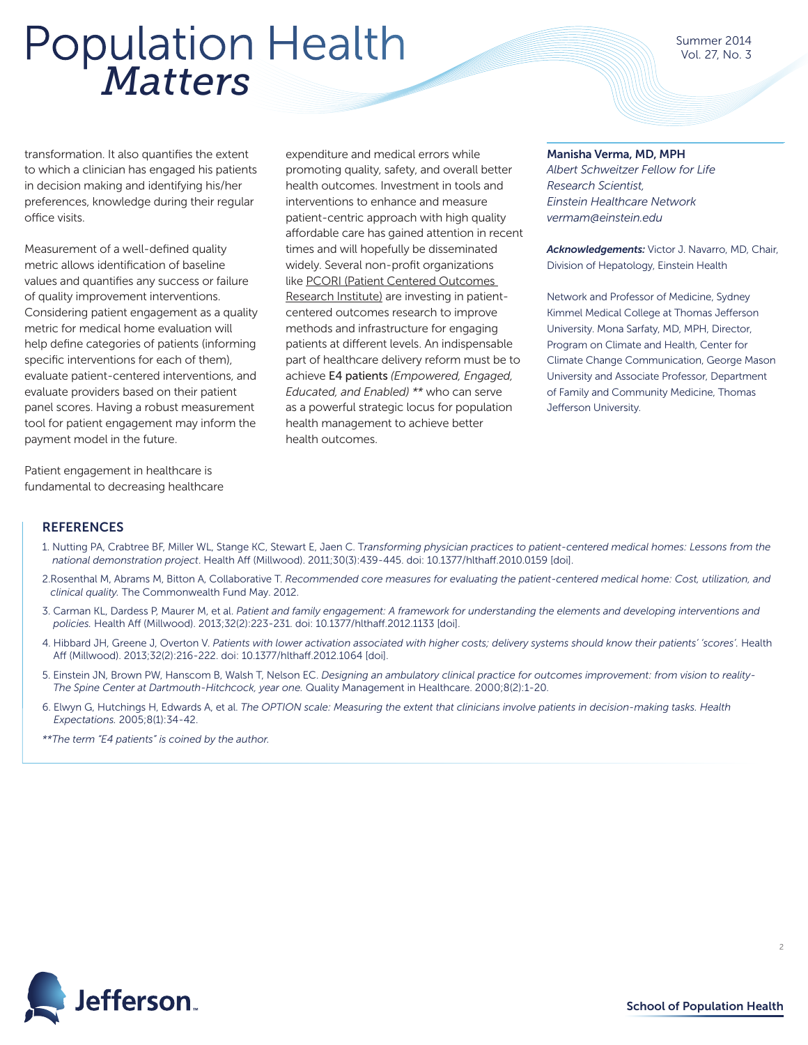transformation. It also quantifies the extent to which a clinician has engaged his patients in decision making and identifying his/her preferences, knowledge during their regular office visits.

Measurement of a well-defined quality metric allows identification of baseline values and quantifies any success or failure of quality improvement interventions. Considering patient engagement as a quality metric for medical home evaluation will help define categories of patients (informing specific interventions for each of them), evaluate patient-centered interventions, and evaluate providers based on their patient panel scores. Having a robust measurement tool for patient engagement may inform the payment model in the future.

Patient engagement in healthcare is fundamental to decreasing healthcare expenditure and medical errors while promoting quality, safety, and overall better health outcomes. Investment in tools and interventions to enhance and measure patient-centric approach with high quality affordable care has gained attention in recent times and will hopefully be disseminated widely. Several non-profit organizations like PCORI (Patient Centered Outcomes Research Institute) are investing in patient-centered outcomes research to improve methods and infrastructure for engaging patients at different levels. An indispensable part of healthcare delivery reform must be to achieve **E4 patients** *(Empowered, Engaged, Educated, and Enabled) \*\** who can serve as a powerful strategic locus for population health management to achieve better health outcomes.

**Manisha Verma, MD, MPH**
*Albert Schweitzer Fellow for Life*
*Research Scientist,*
*Einstein Healthcare Network*
*vermam@einstein.edu*

***Acknowledgements:*** Victor J. Navarro, MD, Chair, Division of Hepatology, Einstein Health Network and Professor of Medicine, Sydney Kimmel Medical College at Thomas Jefferson University. Mona Sarfaty, MD, MPH, Director, Program on Climate and Health, Center for Climate Change Communication, George Mason University and Associate Professor, Department of Family and Community Medicine, Thomas Jefferson University.

## REFERENCES

1. Nutting PA, Crabtree BF, Miller WL, Stange KC, Stewart E, Jaen C. *Transforming physician practices to patient-centered medical homes: Lessons from the national demonstration project*. Health Aff (Millwood). 2011;30(3):439-445. doi: 10.1377/hlthaff.2010.0159 [doi].
2. Rosenthal M, Abrams M, Bitton A, Collaborative T. *Recommended core measures for evaluating the patient-centered medical home: Cost, utilization, and clinical quality.* The Commonwealth Fund May. 2012.
3. Carman KL, Dardess P, Maurer M, et al. *Patient and family engagement: A framework for understanding the elements and developing interventions and policies.* Health Aff (Millwood). 2013;32(2):223-231. doi: 10.1377/hlthaff.2012.1133 [doi].
4. Hibbard JH, Greene J, Overton V. *Patients with lower activation associated with higher costs; delivery systems should know their patients' 'scores'.* Health Aff (Millwood). 2013;32(2):216-222. doi: 10.1377/hlthaff.2012.1064 [doi].
5. Einstein JN, Brown PW, Hanscom B, Walsh T, Nelson EC. *Designing an ambulatory clinical practice for outcomes improvement: from vision to reality- The Spine Center at Dartmouth-Hitchcock, year one.* Quality Management in Healthcare. 2000;8(2):1-20.
6. Elwyn G, Hutchings H, Edwards A, et al. *The OPTION scale: Measuring the extent that clinicians involve patients in decision-making tasks. Health Expectations.* 2005;8(1):34-42.

*\*\*The term "E4 patients" is coined by the author.*